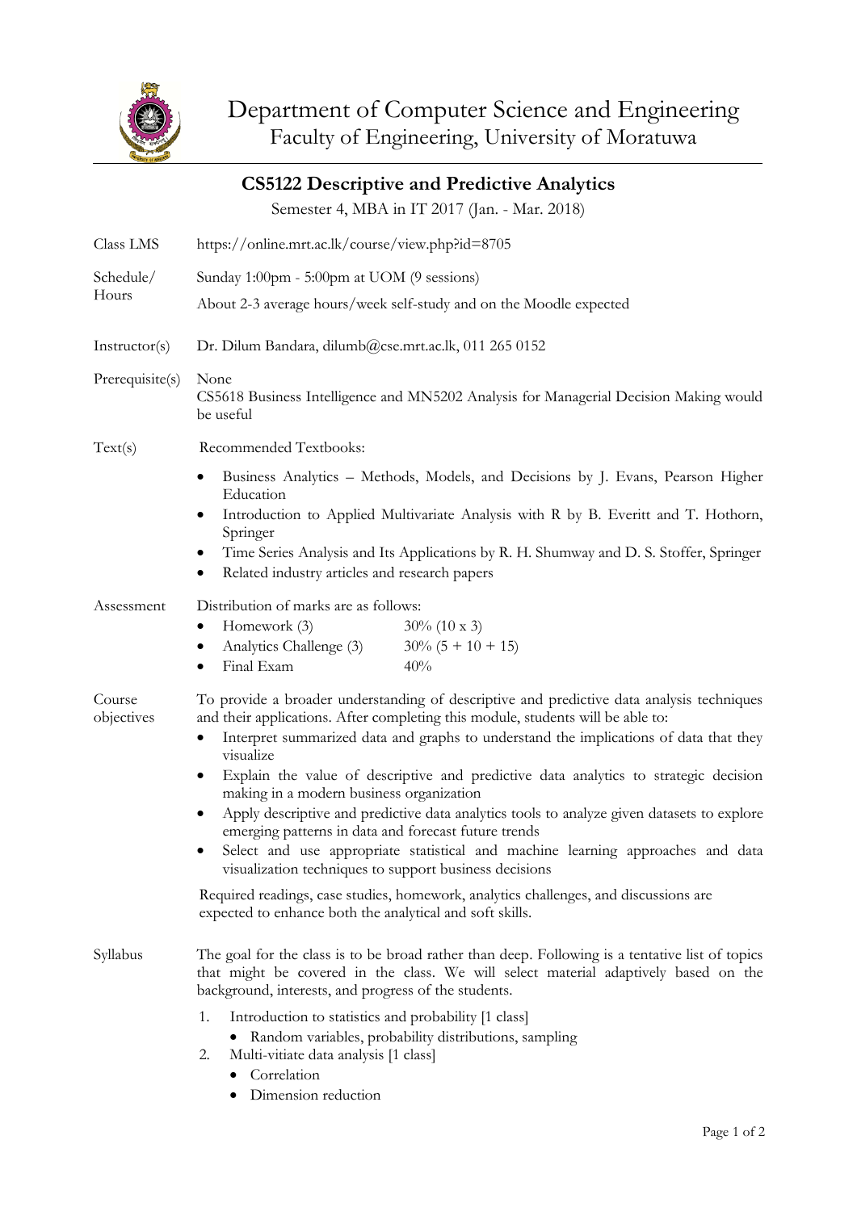# Department of Computer Science and Engineering

Faculty of Engineering, University of Moratuwa

## CS5122 Descriptive and Predictive Analytics

Semester 4, MBA in IT 2017 (Jan. - Mar. 2018)

**Class LMS**

https://online.mrt.ac.lk/course/view.php?id=8705

**Schedule/ Hours**

Sunday 1:00pm - 5:00pm at UOM (9 sessions)

About 2-3 average hours/week self-study and on the Moodle expected

**Instructor(s)**

Dr. Dilum Bandara, dilumb@cse.mrt.ac.lk, 011 265 0152

**Prerequisite(s)**

None

CS5618 Business Intelligence and MN5202 Analysis for Managerial Decision Making would be useful

**Text(s)**

Recommended Textbooks:

- Business Analytics – Methods, Models, and Decisions by J. Evans, Pearson Higher Education
- Introduction to Applied Multivariate Analysis with R by B. Everitt and T. Hothorn, Springer
- Time Series Analysis and Its Applications by R. H. Shumway and D. S. Stoffer, Springer
- Related industry articles and research papers

**Assessment**

Distribution of marks are as follows:

- Homework (3) — 30% (10 x 3)
- Analytics Challenge (3) — 30% (5 + 10 + 15)
- Final Exam — 40%

**Course objectives**

To provide a broader understanding of descriptive and predictive data analysis techniques and their applications. After completing this module, students will be able to:

- Interpret summarized data and graphs to understand the implications of data that they visualize
- Explain the value of descriptive and predictive data analytics to strategic decision making in a modern business organization
- Apply descriptive and predictive data analytics tools to analyze given datasets to explore emerging patterns in data and forecast future trends
- Select and use appropriate statistical and machine learning approaches and data visualization techniques to support business decisions

Required readings, case studies, homework, analytics challenges, and discussions are expected to enhance both the analytical and soft skills.

**Syllabus**

The goal for the class is to be broad rather than deep. Following is a tentative list of topics that might be covered in the class. We will select material adaptively based on the background, interests, and progress of the students.

1. Introduction to statistics and probability [1 class]
   - Random variables, probability distributions, sampling
2. Multi-vitiate data analysis [1 class]
   - Correlation
   - Dimension reduction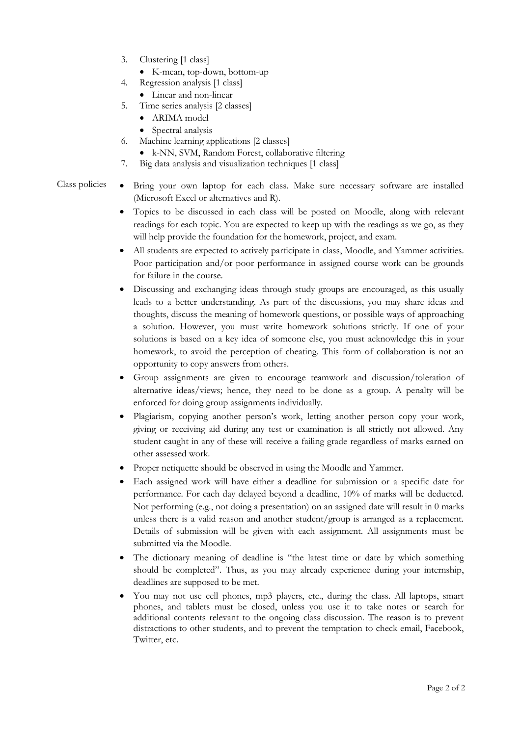3. Clustering [1 class]
   - K-mean, top-down, bottom-up
4. Regression analysis [1 class]
   - Linear and non-linear
5. Time series analysis [2 classes]
   - ARIMA model
   - Spectral analysis
6. Machine learning applications [2 classes]
   - k-NN, SVM, Random Forest, collaborative filtering
7. Big data analysis and visualization techniques [1 class]

**Class policies**

- Bring your own laptop for each class. Make sure necessary software are installed (Microsoft Excel or alternatives and R).
- Topics to be discussed in each class will be posted on Moodle, along with relevant readings for each topic. You are expected to keep up with the readings as we go, as they will help provide the foundation for the homework, project, and exam.
- All students are expected to actively participate in class, Moodle, and Yammer activities. Poor participation and/or poor performance in assigned course work can be grounds for failure in the course.
- Discussing and exchanging ideas through study groups are encouraged, as this usually leads to a better understanding. As part of the discussions, you may share ideas and thoughts, discuss the meaning of homework questions, or possible ways of approaching a solution. However, you must write homework solutions strictly. If one of your solutions is based on a key idea of someone else, you must acknowledge this in your homework, to avoid the perception of cheating. This form of collaboration is not an opportunity to copy answers from others.
- Group assignments are given to encourage teamwork and discussion/toleration of alternative ideas/views; hence, they need to be done as a group. A penalty will be enforced for doing group assignments individually.
- Plagiarism, copying another person's work, letting another person copy your work, giving or receiving aid during any test or examination is all strictly not allowed. Any student caught in any of these will receive a failing grade regardless of marks earned on other assessed work.
- Proper netiquette should be observed in using the Moodle and Yammer.
- Each assigned work will have either a deadline for submission or a specific date for performance. For each day delayed beyond a deadline, 10% of marks will be deducted. Not performing (e.g., not doing a presentation) on an assigned date will result in 0 marks unless there is a valid reason and another student/group is arranged as a replacement. Details of submission will be given with each assignment. All assignments must be submitted via the Moodle.
- The dictionary meaning of deadline is "the latest time or date by which something should be completed". Thus, as you may already experience during your internship, deadlines are supposed to be met.
- You may not use cell phones, mp3 players, etc., during the class. All laptops, smart phones, and tablets must be closed, unless you use it to take notes or search for additional contents relevant to the ongoing class discussion. The reason is to prevent distractions to other students, and to prevent the temptation to check email, Facebook, Twitter, etc.